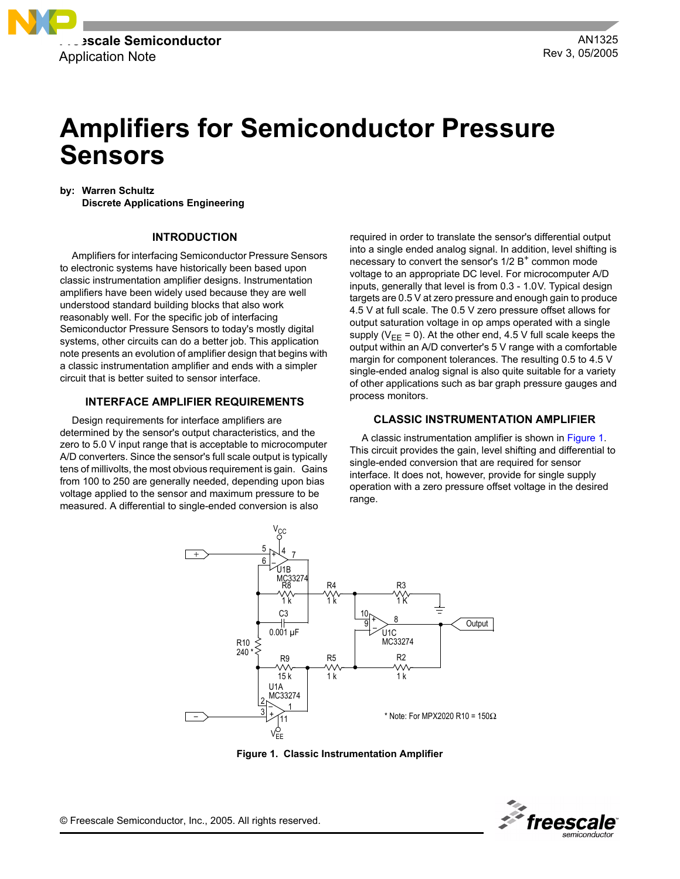Freescale Semiconductor
Application Note

AN1325
Rev 3, 05/2005

# Amplifiers for Semiconductor Pressure Sensors

**by: Warren Schultz**
**Discrete Applications Engineering**

## INTRODUCTION

Amplifiers for interfacing Semiconductor Pressure Sensors to electronic systems have historically been based upon classic instrumentation amplifier designs. Instrumentation amplifiers have been widely used because they are well understood standard building blocks that also work reasonably well. For the specific job of interfacing Semiconductor Pressure Sensors to today's mostly digital systems, other circuits can do a better job. This application note presents an evolution of amplifier design that begins with a classic instrumentation amplifier and ends with a simpler circuit that is better suited to sensor interface.

## INTERFACE AMPLIFIER REQUIREMENTS

Design requirements for interface amplifiers are determined by the sensor's output characteristics, and the zero to 5.0 V input range that is acceptable to microcomputer A/D converters. Since the sensor's full scale output is typically tens of millivolts, the most obvious requirement is gain. Gains from 100 to 250 are generally needed, depending upon bias voltage applied to the sensor and maximum pressure to be measured. A differential to single-ended conversion is also required in order to translate the sensor's differential output into a single ended analog signal. In addition, level shifting is necessary to convert the sensor's 1/2 $B^+$ common mode voltage to an appropriate DC level. For microcomputer A/D inputs, generally that level is from 0.3 - 1.0V. Typical design targets are 0.5 V at zero pressure and enough gain to produce 4.5 V at full scale. The 0.5 V zero pressure offset allows for output saturation voltage in op amps operated with a single supply ($V_{EE}$ = 0). At the other end, 4.5 V full scale keeps the output within an A/D converter's 5 V range with a comfortable margin for component tolerances. The resulting 0.5 to 4.5 V single-ended analog signal is also quite suitable for a variety of other applications such as bar graph pressure gauges and process monitors.

## CLASSIC INSTRUMENTATION AMPLIFIER

A classic instrumentation amplifier is shown in Figure 1. This circuit provides the gain, level shifting and differential to single-ended conversion that are required for sensor interface. It does not, however, provide for single supply operation with a zero pressure offset voltage in the desired range.

* Note: For MPX2020 R10 = 150Ω

**Figure 1. Classic Instrumentation Amplifier**

© Freescale Semiconductor, Inc., 2005. All rights reserved.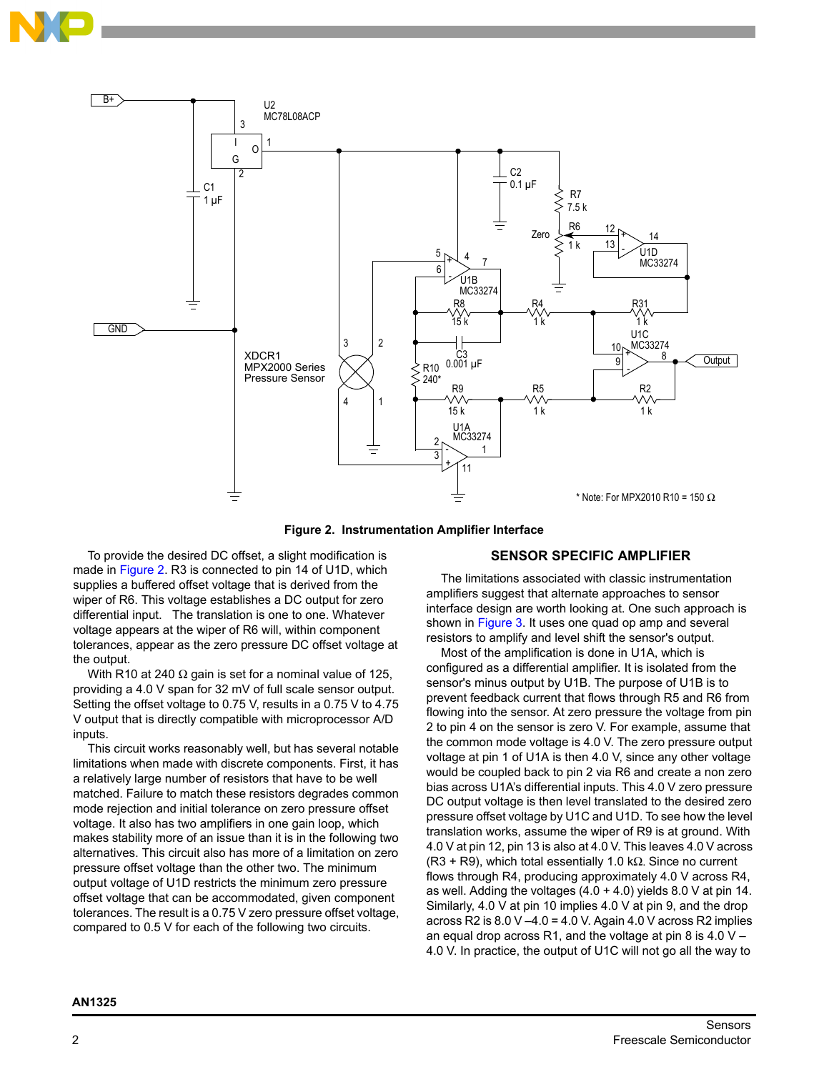**Figure 2. Instrumentation Amplifier Interface**

\* Note: For MPX2010 R10 = 150 Ω

To provide the desired DC offset, a slight modification is made in Figure 2. R3 is connected to pin 14 of U1D, which supplies a buffered offset voltage that is derived from the wiper of R6. This voltage establishes a DC output for zero differential input. The translation is one to one. Whatever voltage appears at the wiper of R6 will, within component tolerances, appear as the zero pressure DC offset voltage at the output.

With R10 at 240 Ω gain is set for a nominal value of 125, providing a 4.0 V span for 32 mV of full scale sensor output. Setting the offset voltage to 0.75 V, results in a 0.75 V to 4.75 V output that is directly compatible with microprocessor A/D inputs.

This circuit works reasonably well, but has several notable limitations when made with discrete components. First, it has a relatively large number of resistors that have to be well matched. Failure to match these resistors degrades common mode rejection and initial tolerance on zero pressure offset voltage. It also has two amplifiers in one gain loop, which makes stability more of an issue than it is in the following two alternatives. This circuit also has more of a limitation on zero pressure offset voltage than the other two. The minimum output voltage of U1D restricts the minimum zero pressure offset voltage that can be accommodated, given component tolerances. The result is a 0.75 V zero pressure offset voltage, compared to 0.5 V for each of the following two circuits.

## SENSOR SPECIFIC AMPLIFIER

The limitations associated with classic instrumentation amplifiers suggest that alternate approaches to sensor interface design are worth looking at. One such approach is shown in Figure 3. It uses one quad op amp and several resistors to amplify and level shift the sensor's output.

Most of the amplification is done in U1A, which is configured as a differential amplifier. It is isolated from the sensor's minus output by U1B. The purpose of U1B is to prevent feedback current that flows through R5 and R6 from flowing into the sensor. At zero pressure the voltage from pin 2 to pin 4 on the sensor is zero V. For example, assume that the common mode voltage is 4.0 V. The zero pressure output voltage at pin 1 of U1A is then 4.0 V, since any other voltage would be coupled back to pin 2 via R6 and create a non zero bias across U1A's differential inputs. This 4.0 V zero pressure DC output voltage is then level translated to the desired zero pressure offset voltage by U1C and U1D. To see how the level translation works, assume the wiper of R9 is at ground. With 4.0 V at pin 12, pin 13 is also at 4.0 V. This leaves 4.0 V across (R3 + R9), which total essentially 1.0 kΩ. Since no current flows through R4, producing approximately 4.0 V across R4, as well. Adding the voltages (4.0 + 4.0) yields 8.0 V at pin 14. Similarly, 4.0 V at pin 10 implies 4.0 V at pin 9, and the drop across R2 is 8.0 V –4.0 = 4.0 V. Again 4.0 V across R2 implies an equal drop across R1, and the voltage at pin 8 is 4.0 V – 4.0 V. In practice, the output of U1C will not go all the way to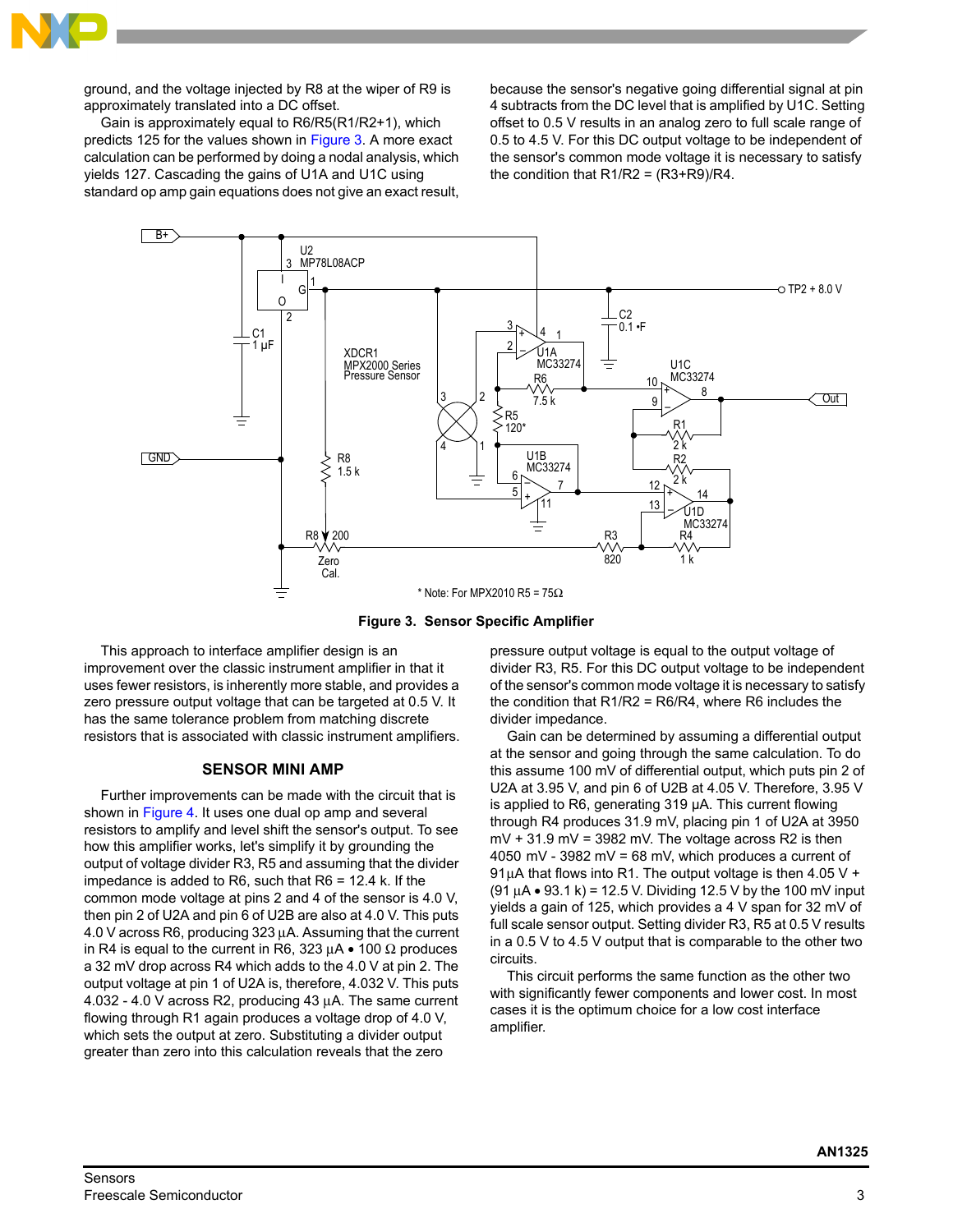ground, and the voltage injected by R8 at the wiper of R9 is approximately translated into a DC offset.

Gain is approximately equal to R6/R5(R1/R2+1), which predicts 125 for the values shown in Figure 3. A more exact calculation can be performed by doing a nodal analysis, which yields 127. Cascading the gains of U1A and U1C using standard op amp gain equations does not give an exact result, because the sensor's negative going differential signal at pin 4 subtracts from the DC level that is amplified by U1C. Setting offset to 0.5 V results in an analog zero to full scale range of 0.5 to 4.5 V. For this DC output voltage to be independent of the sensor's common mode voltage it is necessary to satisfy the condition that R1/R2 = (R3+R9)/R4.

**Figure 3. Sensor Specific Amplifier**

This approach to interface amplifier design is an improvement over the classic instrument amplifier in that it uses fewer resistors, is inherently more stable, and provides a zero pressure output voltage that can be targeted at 0.5 V. It has the same tolerance problem from matching discrete resistors that is associated with classic instrument amplifiers.

## SENSOR MINI AMP

Further improvements can be made with the circuit that is shown in Figure 4. It uses one dual op amp and several resistors to amplify and level shift the sensor's output. To see how this amplifier works, let's simplify it by grounding the output of voltage divider R3, R5 and assuming that the divider impedance is added to R6, such that R6 = 12.4 k. If the common mode voltage at pins 2 and 4 of the sensor is 4.0 V, then pin 2 of U2A and pin 6 of U2B are also at 4.0 V. This puts 4.0 V across R6, producing 323 µA. Assuming that the current in R4 is equal to the current in R6, 323 µA • 100 Ω produces a 32 mV drop across R4 which adds to the 4.0 V at pin 2. The output voltage at pin 1 of U2A is, therefore, 4.032 V. This puts 4.032 - 4.0 V across R2, producing 43 µA. The same current flowing through R1 again produces a voltage drop of 4.0 V, which sets the output at zero. Substituting a divider output greater than zero into this calculation reveals that the zero pressure output voltage is equal to the output voltage of divider R3, R5. For this DC output voltage to be independent of the sensor's common mode voltage it is necessary to satisfy the condition that R1/R2 = R6/R4, where R6 includes the divider impedance.

Gain can be determined by assuming a differential output at the sensor and going through the same calculation. To do this assume 100 mV of differential output, which puts pin 2 of U2A at 3.95 V, and pin 6 of U2B at 4.05 V. Therefore, 3.95 V is applied to R6, generating 319 µA. This current flowing through R4 produces 31.9 mV, placing pin 1 of U2A at 3950 mV + 31.9 mV = 3982 mV. The voltage across R2 is then 4050 mV - 3982 mV = 68 mV, which produces a current of 91µA that flows into R1. The output voltage is then 4.05 V + (91 µA • 93.1 k) = 12.5 V. Dividing 12.5 V by the 100 mV input yields a gain of 125, which provides a 4 V span for 32 mV of full scale sensor output. Setting divider R3, R5 at 0.5 V results in a 0.5 V to 4.5 V output that is comparable to the other two circuits.

This circuit performs the same function as the other two with significantly fewer components and lower cost. In most cases it is the optimum choice for a low cost interface amplifier.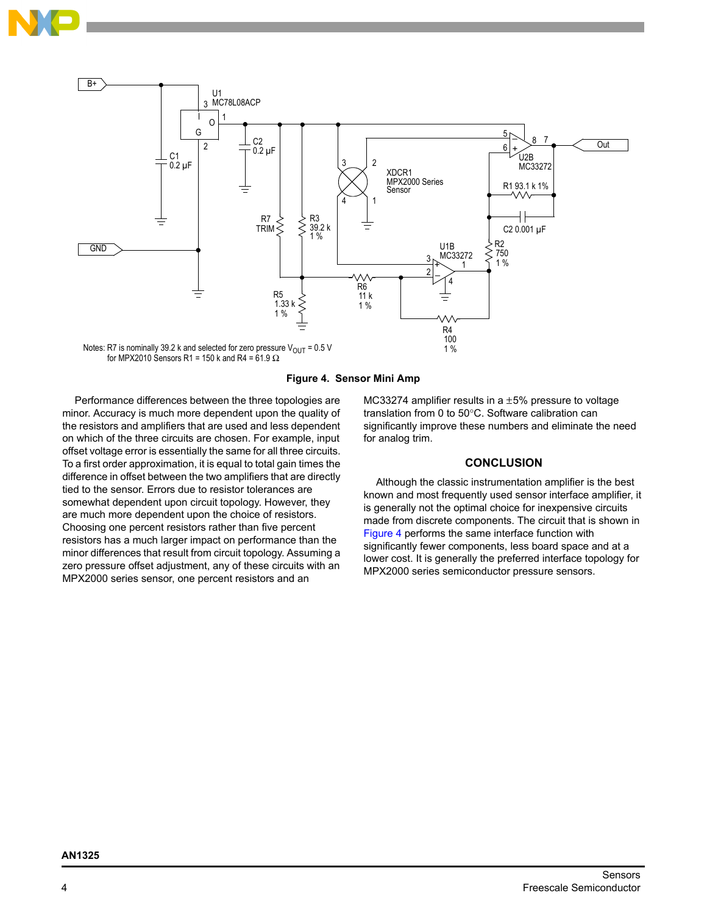Notes: R7 is nominally 39.2 k and selected for zero pressure $V_{OUT}$ = 0.5 V
for MPX2010 Sensors R1 = 150 k and R4 = 61.9 Ω

**Figure 4. Sensor Mini Amp**

Performance differences between the three topologies are minor. Accuracy is much more dependent upon the quality of the resistors and amplifiers that are used and less dependent on which of the three circuits are chosen. For example, input offset voltage error is essentially the same for all three circuits. To a first order approximation, it is equal to total gain times the difference in offset between the two amplifiers that are directly tied to the sensor. Errors due to resistor tolerances are somewhat dependent upon circuit topology. However, they are much more dependent upon the choice of resistors. Choosing one percent resistors rather than five percent resistors has a much larger impact on performance than the minor differences that result from circuit topology. Assuming a zero pressure offset adjustment, any of these circuits with an MPX2000 series sensor, one percent resistors and an MC33274 amplifier results in a ±5% pressure to voltage translation from 0 to 50°C. Software calibration can significantly improve these numbers and eliminate the need for analog trim.

## CONCLUSION

Although the classic instrumentation amplifier is the best known and most frequently used sensor interface amplifier, it is generally not the optimal choice for inexpensive circuits made from discrete components. The circuit that is shown in Figure 4 performs the same interface function with significantly fewer components, less board space and at a lower cost. It is generally the preferred interface topology for MPX2000 series semiconductor pressure sensors.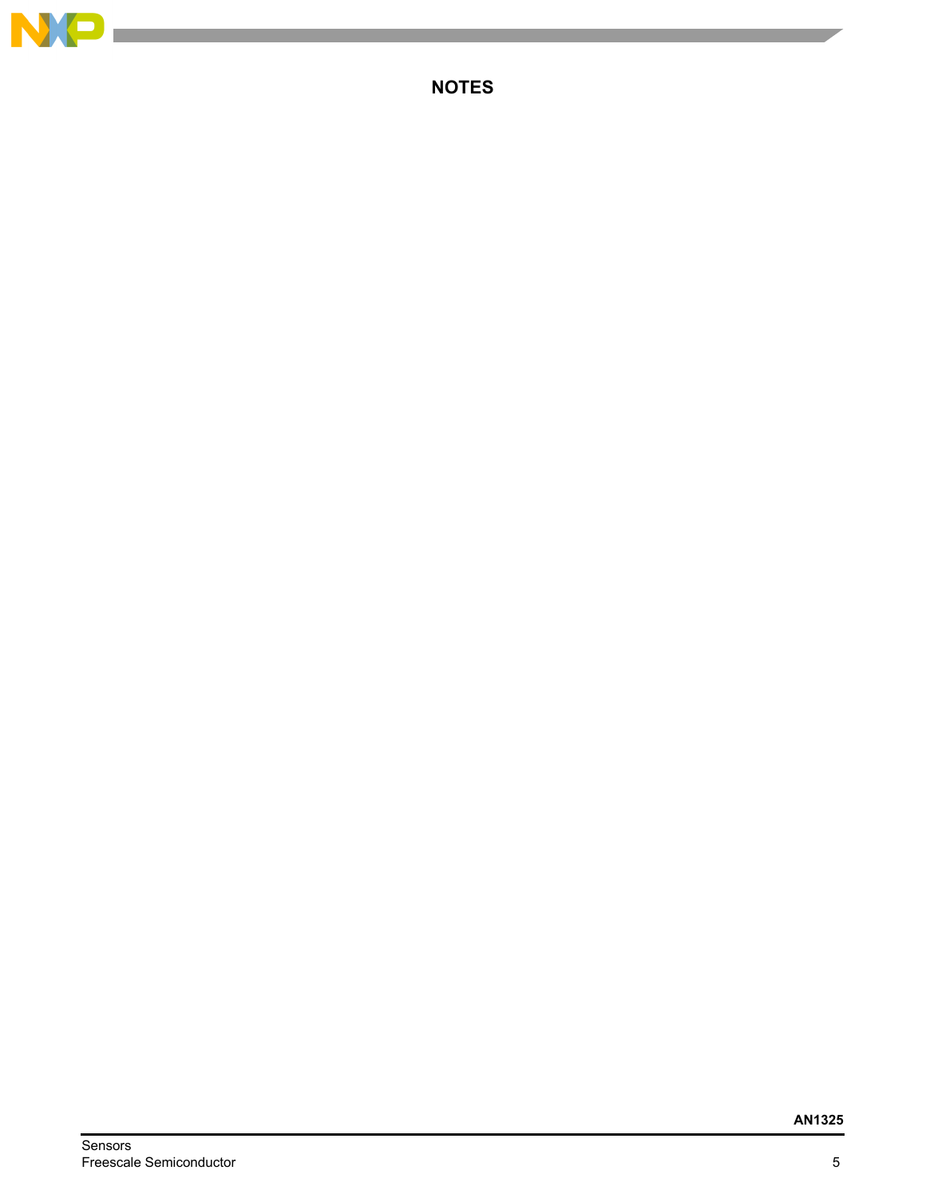# NOTES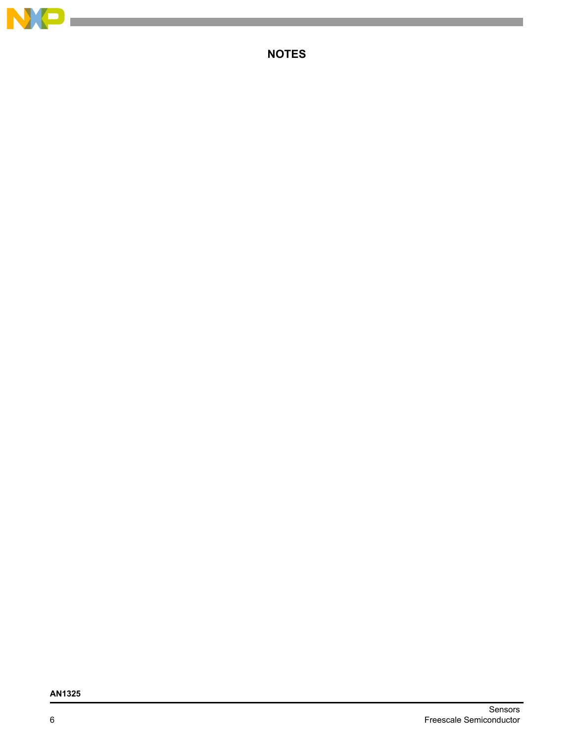## NOTES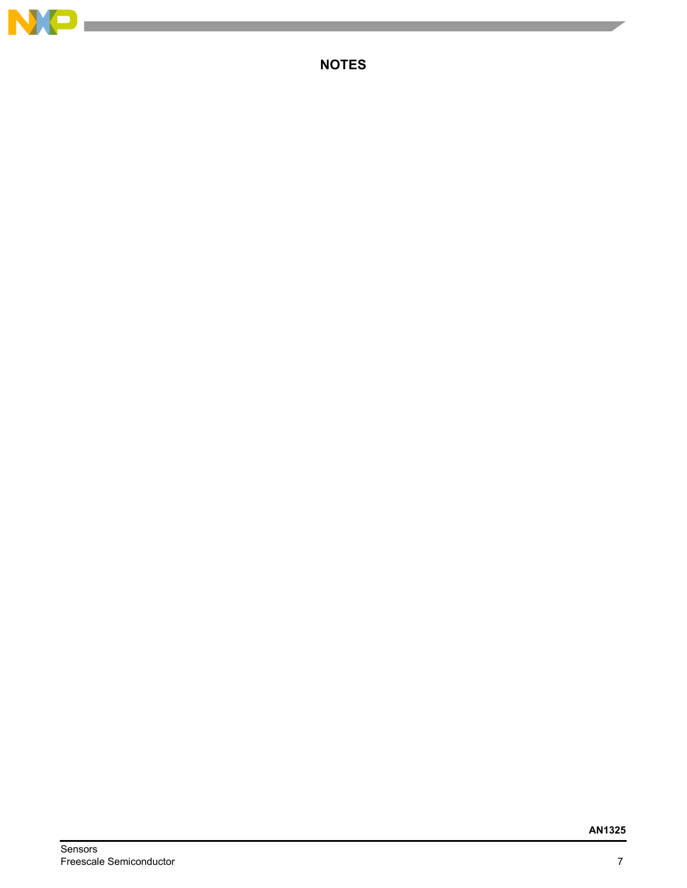## NOTES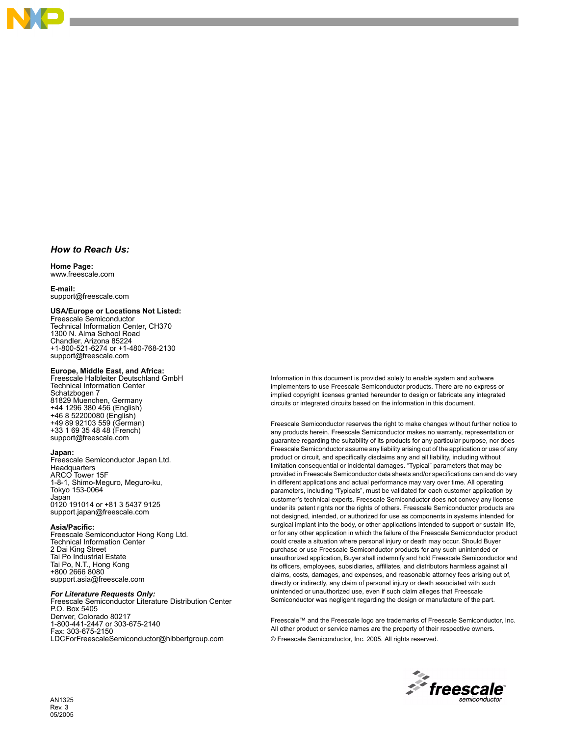*How to Reach Us:*

**Home Page:**
www.freescale.com

**E-mail:**
support@freescale.com

**USA/Europe or Locations Not Listed:**
Freescale Semiconductor
Technical Information Center, CH370
1300 N. Alma School Road
Chandler, Arizona 85224
+1-800-521-6274 or +1-480-768-2130
support@freescale.com

**Europe, Middle East, and Africa:**
Freescale Halbleiter Deutschland GmbH
Technical Information Center
Schatzbogen 7
81829 Muenchen, Germany
+44 1296 380 456 (English)
+46 8 52200080 (English)
+49 89 92103 559 (German)
+33 1 69 35 48 48 (French)
support@freescale.com

**Japan:**
Freescale Semiconductor Japan Ltd.
Headquarters
ARCO Tower 15F
1-8-1, Shimo-Meguro, Meguro-ku,
Tokyo 153-0064
Japan
0120 191014 or +81 3 5437 9125
support.japan@freescale.com

**Asia/Pacific:**
Freescale Semiconductor Hong Kong Ltd.
Technical Information Center
2 Dai King Street
Tai Po Industrial Estate
Tai Po, N.T., Hong Kong
+800 2666 8080
support.asia@freescale.com

***For Literature Requests Only:***
Freescale Semiconductor Literature Distribution Center
P.O. Box 5405
Denver, Colorado 80217
1-800-441-2447 or 303-675-2140
Fax: 303-675-2150
LDCForFreescaleSemiconductor@hibbertgroup.com

Information in this document is provided solely to enable system and software implementers to use Freescale Semiconductor products. There are no express or implied copyright licenses granted hereunder to design or fabricate any integrated circuits or integrated circuits based on the information in this document.

Freescale Semiconductor reserves the right to make changes without further notice to any products herein. Freescale Semiconductor makes no warranty, representation or guarantee regarding the suitability of its products for any particular purpose, nor does Freescale Semiconductor assume any liability arising out of the application or use of any product or circuit, and specifically disclaims any and all liability, including without limitation consequential or incidental damages. "Typical" parameters that may be provided in Freescale Semiconductor data sheets and/or specifications can and do vary in different applications and actual performance may vary over time. All operating parameters, including "Typicals", must be validated for each customer application by customer's technical experts. Freescale Semiconductor does not convey any license under its patent rights nor the rights of others. Freescale Semiconductor products are not designed, intended, or authorized for use as components in systems intended for surgical implant into the body, or other applications intended to support or sustain life, or for any other application in which the failure of the Freescale Semiconductor product could create a situation where personal injury or death may occur. Should Buyer purchase or use Freescale Semiconductor products for any such unintended or unauthorized application, Buyer shall indemnify and hold Freescale Semiconductor and its officers, employees, subsidiaries, affiliates, and distributors harmless against all claims, costs, damages, and expenses, and reasonable attorney fees arising out of, directly or indirectly, any claim of personal injury or death associated with such unintended or unauthorized use, even if such claim alleges that Freescale Semiconductor was negligent regarding the design or manufacture of the part.

Freescale™ and the Freescale logo are trademarks of Freescale Semiconductor, Inc. All other product or service names are the property of their respective owners.
© Freescale Semiconductor, Inc. 2005. All rights reserved.

AN1325
Rev. 3
05/2005